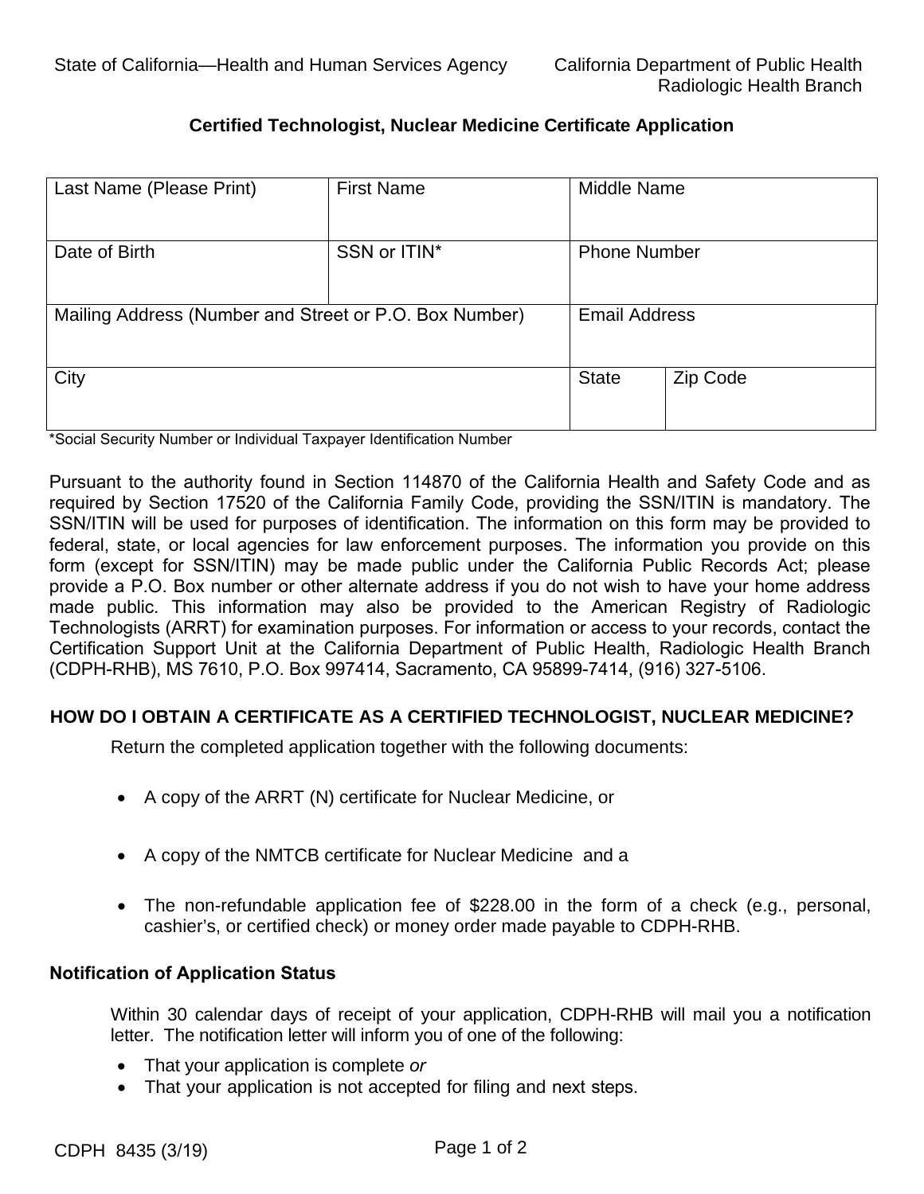State of California—Health and Human Services Agency

California Department of Public Health
Radiologic Health Branch

## Certified Technologist, Nuclear Medicine Certificate Application

| Last Name (Please Print) | First Name | Middle Name | |
|---|---|---|---|
| Date of Birth | SSN or ITIN* | Phone Number | |
| Mailing Address (Number and Street or P.O. Box Number) | | Email Address | |
| City | | State | Zip Code |

*Social Security Number or Individual Taxpayer Identification Number

Pursuant to the authority found in Section 114870 of the California Health and Safety Code and as required by Section 17520 of the California Family Code, providing the SSN/ITIN is mandatory. The SSN/ITIN will be used for purposes of identification. The information on this form may be provided to federal, state, or local agencies for law enforcement purposes. The information you provide on this form (except for SSN/ITIN) may be made public under the California Public Records Act; please provide a P.O. Box number or other alternate address if you do not wish to have your home address made public. This information may also be provided to the American Registry of Radiologic Technologists (ARRT) for examination purposes. For information or access to your records, contact the Certification Support Unit at the California Department of Public Health, Radiologic Health Branch (CDPH-RHB), MS 7610, P.O. Box 997414, Sacramento, CA 95899-7414, (916) 327-5106.

### HOW DO I OBTAIN A CERTIFICATE AS A CERTIFIED TECHNOLOGIST, NUCLEAR MEDICINE?

Return the completed application together with the following documents:

- A copy of the ARRT (N) certificate for Nuclear Medicine, or
- A copy of the NMTCB certificate for Nuclear Medicine and a
- The non-refundable application fee of $228.00 in the form of a check (e.g., personal, cashier's, or certified check) or money order made payable to CDPH-RHB.

### Notification of Application Status

Within 30 calendar days of receipt of your application, CDPH-RHB will mail you a notification letter. The notification letter will inform you of one of the following:

- That your application is complete *or*
- That your application is not accepted for filing and next steps.

CDPH 8435 (3/19)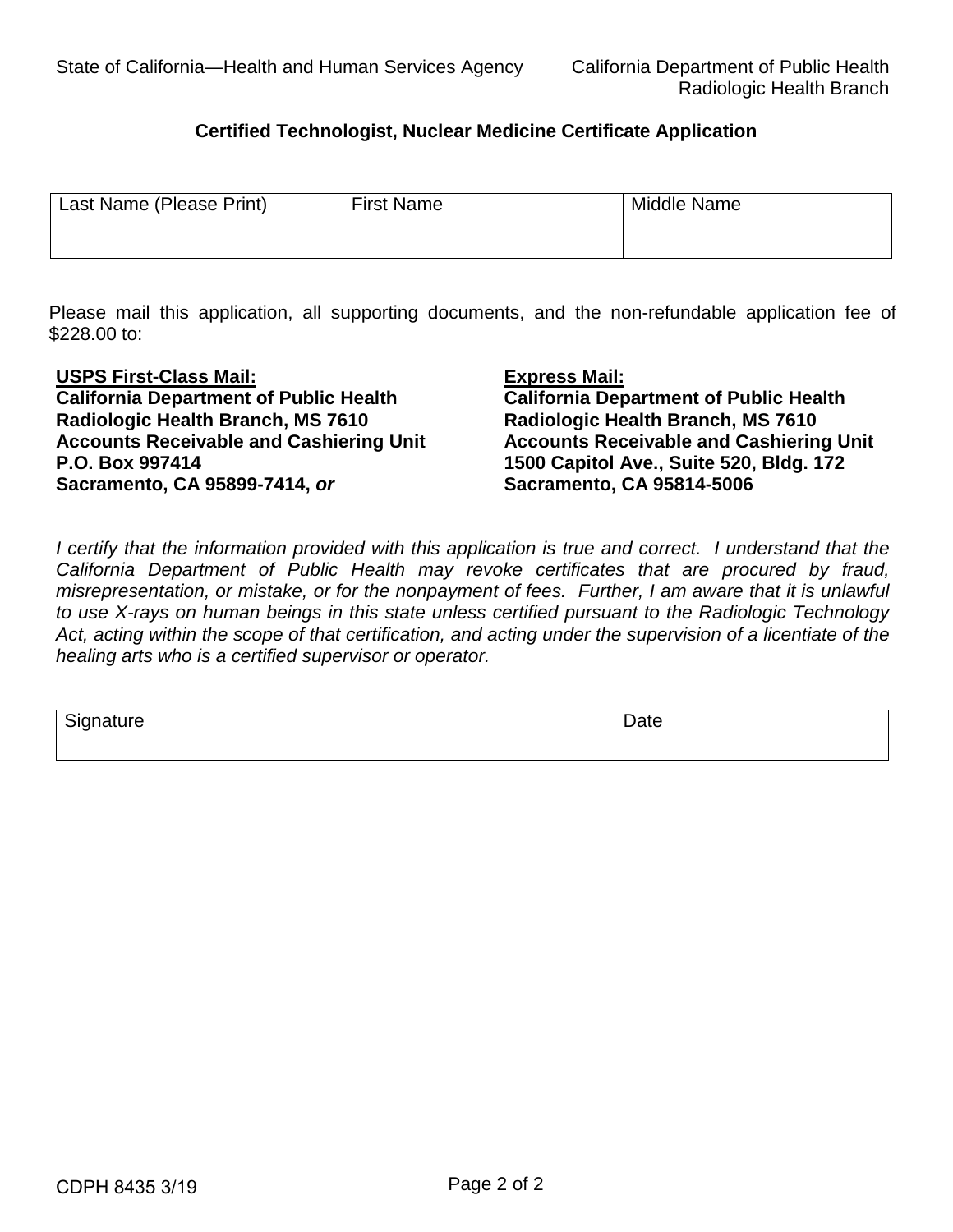State of California—Health and Human Services Agency

California Department of Public Health
Radiologic Health Branch

## Certified Technologist, Nuclear Medicine Certificate Application

| Last Name (Please Print) | First Name | Middle Name |
|---|---|---|
| | | |

Please mail this application, all supporting documents, and the non-refundable application fee of $228.00 to:

**<u>USPS First-Class Mail:</u>**
**California Department of Public Health**
**Radiologic Health Branch, MS 7610**
**Accounts Receivable and Cashiering Unit**
**P.O. Box 997414**
**Sacramento, CA 95899-7414, *or***

**<u>Express Mail:</u>**
**California Department of Public Health**
**Radiologic Health Branch, MS 7610**
**Accounts Receivable and Cashiering Unit**
**1500 Capitol Ave., Suite 520, Bldg. 172**
**Sacramento, CA 95814-5006**

*I certify that the information provided with this application is true and correct. I understand that the California Department of Public Health may revoke certificates that are procured by fraud, misrepresentation, or mistake, or for the nonpayment of fees. Further, I am aware that it is unlawful to use X-rays on human beings in this state unless certified pursuant to the Radiologic Technology Act, acting within the scope of that certification, and acting under the supervision of a licentiate of the healing arts who is a certified supervisor or operator.*

| Signature | Date |
|---|---|
| | |

CDPH 8435 3/19